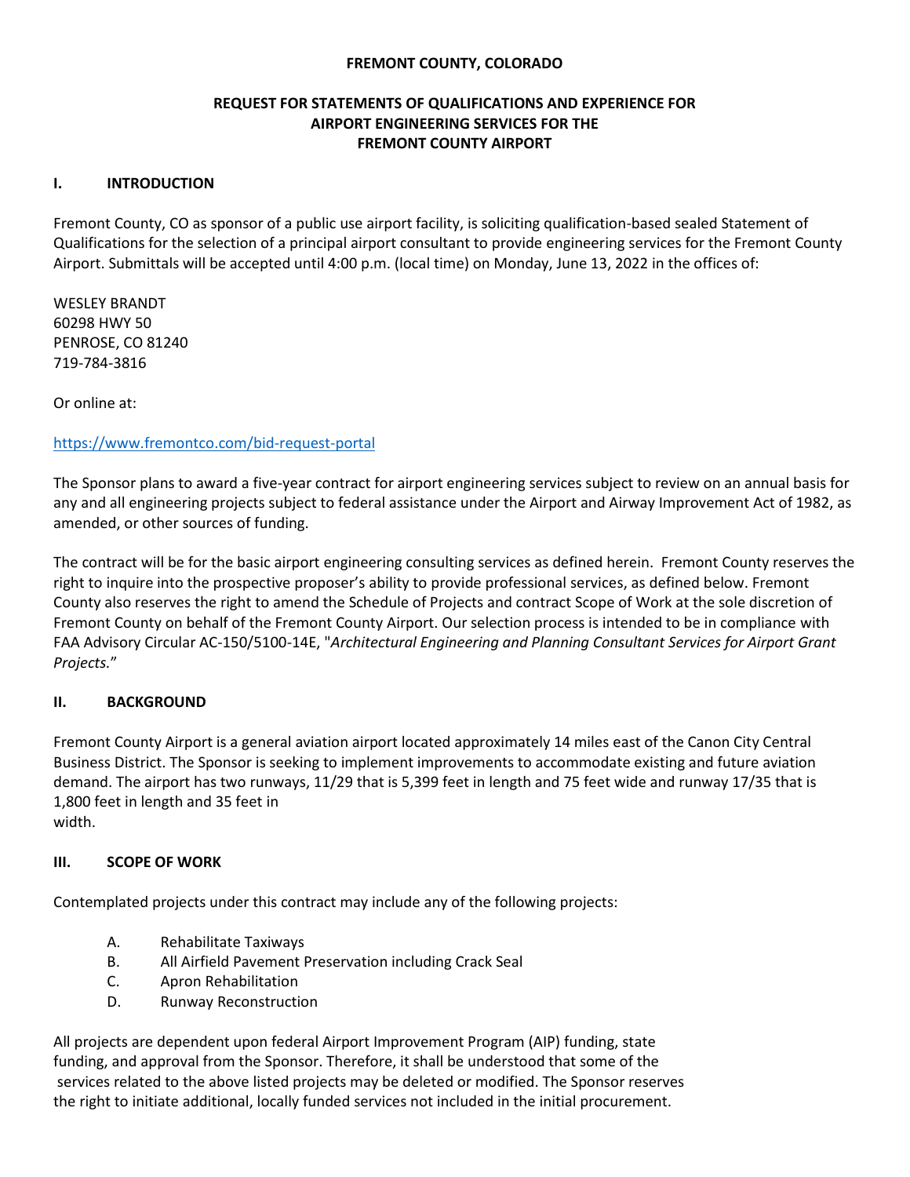**FREMONT COUNTY, COLORADO**

**REQUEST FOR STATEMENTS OF QUALIFICATIONS AND EXPERIENCE FOR AIRPORT ENGINEERING SERVICES FOR THE FREMONT COUNTY AIRPORT**

## I. INTRODUCTION

Fremont County, CO as sponsor of a public use airport facility, is soliciting qualification-based sealed Statement of Qualifications for the selection of a principal airport consultant to provide engineering services for the Fremont County Airport. Submittals will be accepted until 4:00 p.m. (local time) on Monday, June 13, 2022 in the offices of:

WESLEY BRANDT
60298 HWY 50
PENROSE, CO 81240
719-784-3816

Or online at:

https://www.fremontco.com/bid-request-portal

The Sponsor plans to award a five-year contract for airport engineering services subject to review on an annual basis for any and all engineering projects subject to federal assistance under the Airport and Airway Improvement Act of 1982, as amended, or other sources of funding.

The contract will be for the basic airport engineering consulting services as defined herein. Fremont County reserves the right to inquire into the prospective proposer's ability to provide professional services, as defined below. Fremont County also reserves the right to amend the Schedule of Projects and contract Scope of Work at the sole discretion of Fremont County on behalf of the Fremont County Airport. Our selection process is intended to be in compliance with FAA Advisory Circular AC-150/5100-14E, "*Architectural Engineering and Planning Consultant Services for Airport Grant Projects.*"

## II. BACKGROUND

Fremont County Airport is a general aviation airport located approximately 14 miles east of the Canon City Central Business District. The Sponsor is seeking to implement improvements to accommodate existing and future aviation demand. The airport has two runways, 11/29 that is 5,399 feet in length and 75 feet wide and runway 17/35 that is 1,800 feet in length and 35 feet in width.

## III. SCOPE OF WORK

Contemplated projects under this contract may include any of the following projects:

A. Rehabilitate Taxiways
B. All Airfield Pavement Preservation including Crack Seal
C. Apron Rehabilitation
D. Runway Reconstruction

All projects are dependent upon federal Airport Improvement Program (AIP) funding, state funding, and approval from the Sponsor. Therefore, it shall be understood that some of the services related to the above listed projects may be deleted or modified. The Sponsor reserves the right to initiate additional, locally funded services not included in the initial procurement.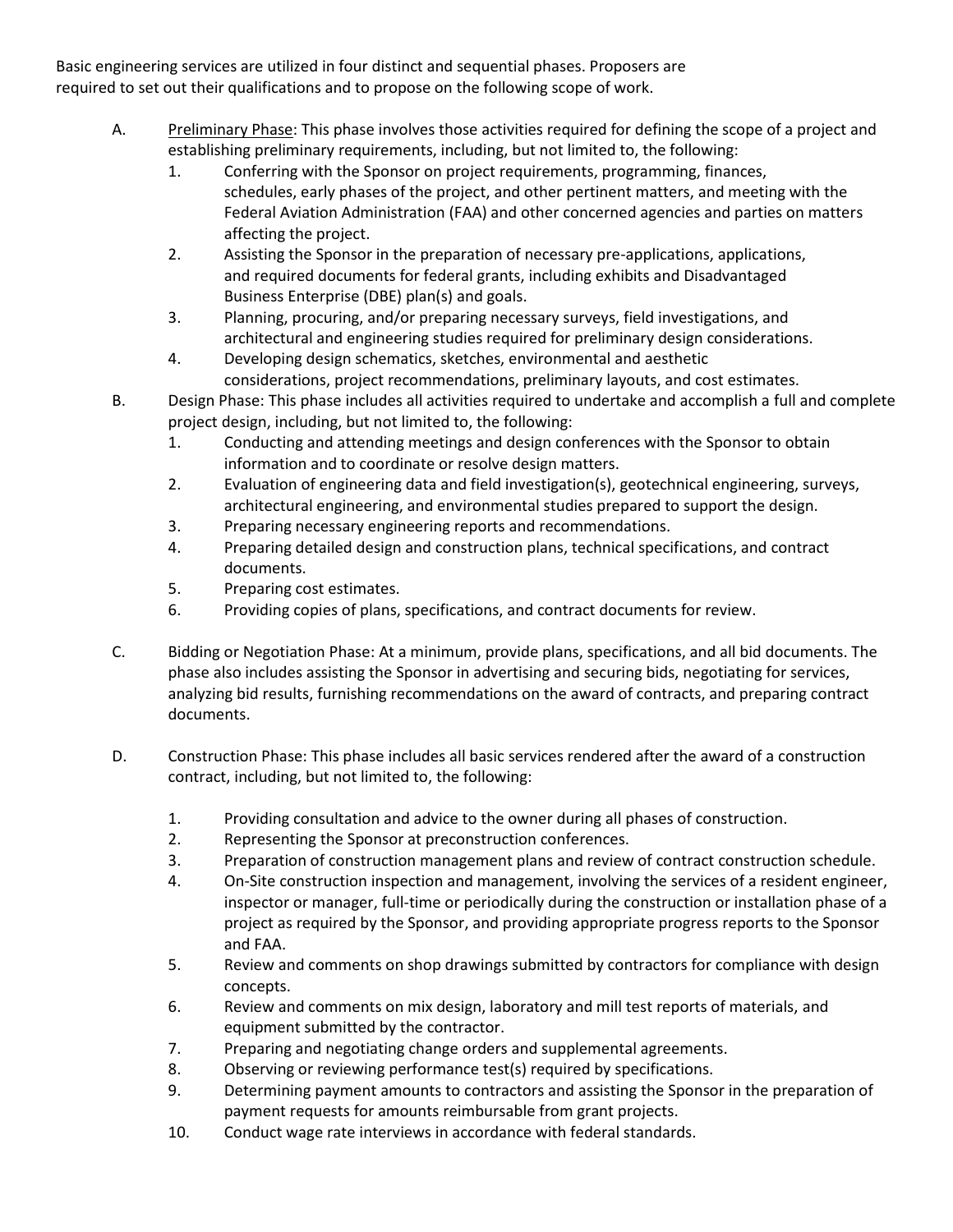Basic engineering services are utilized in four distinct and sequential phases. Proposers are required to set out their qualifications and to propose on the following scope of work.

A. Preliminary Phase: This phase involves those activities required for defining the scope of a project and establishing preliminary requirements, including, but not limited to, the following:
   1. Conferring with the Sponsor on project requirements, programming, finances, schedules, early phases of the project, and other pertinent matters, and meeting with the Federal Aviation Administration (FAA) and other concerned agencies and parties on matters affecting the project.
   2. Assisting the Sponsor in the preparation of necessary pre-applications, applications, and required documents for federal grants, including exhibits and Disadvantaged Business Enterprise (DBE) plan(s) and goals.
   3. Planning, procuring, and/or preparing necessary surveys, field investigations, and architectural and engineering studies required for preliminary design considerations.
   4. Developing design schematics, sketches, environmental and aesthetic considerations, project recommendations, preliminary layouts, and cost estimates.

B. Design Phase: This phase includes all activities required to undertake and accomplish a full and complete project design, including, but not limited to, the following:
   1. Conducting and attending meetings and design conferences with the Sponsor to obtain information and to coordinate or resolve design matters.
   2. Evaluation of engineering data and field investigation(s), geotechnical engineering, surveys, architectural engineering, and environmental studies prepared to support the design.
   3. Preparing necessary engineering reports and recommendations.
   4. Preparing detailed design and construction plans, technical specifications, and contract documents.
   5. Preparing cost estimates.
   6. Providing copies of plans, specifications, and contract documents for review.

C. Bidding or Negotiation Phase: At a minimum, provide plans, specifications, and all bid documents. The phase also includes assisting the Sponsor in advertising and securing bids, negotiating for services, analyzing bid results, furnishing recommendations on the award of contracts, and preparing contract documents.

D. Construction Phase: This phase includes all basic services rendered after the award of a construction contract, including, but not limited to, the following:

   1. Providing consultation and advice to the owner during all phases of construction.
   2. Representing the Sponsor at preconstruction conferences.
   3. Preparation of construction management plans and review of contract construction schedule.
   4. On-Site construction inspection and management, involving the services of a resident engineer, inspector or manager, full-time or periodically during the construction or installation phase of a project as required by the Sponsor, and providing appropriate progress reports to the Sponsor and FAA.
   5. Review and comments on shop drawings submitted by contractors for compliance with design concepts.
   6. Review and comments on mix design, laboratory and mill test reports of materials, and equipment submitted by the contractor.
   7. Preparing and negotiating change orders and supplemental agreements.
   8. Observing or reviewing performance test(s) required by specifications.
   9. Determining payment amounts to contractors and assisting the Sponsor in the preparation of payment requests for amounts reimbursable from grant projects.
   10. Conduct wage rate interviews in accordance with federal standards.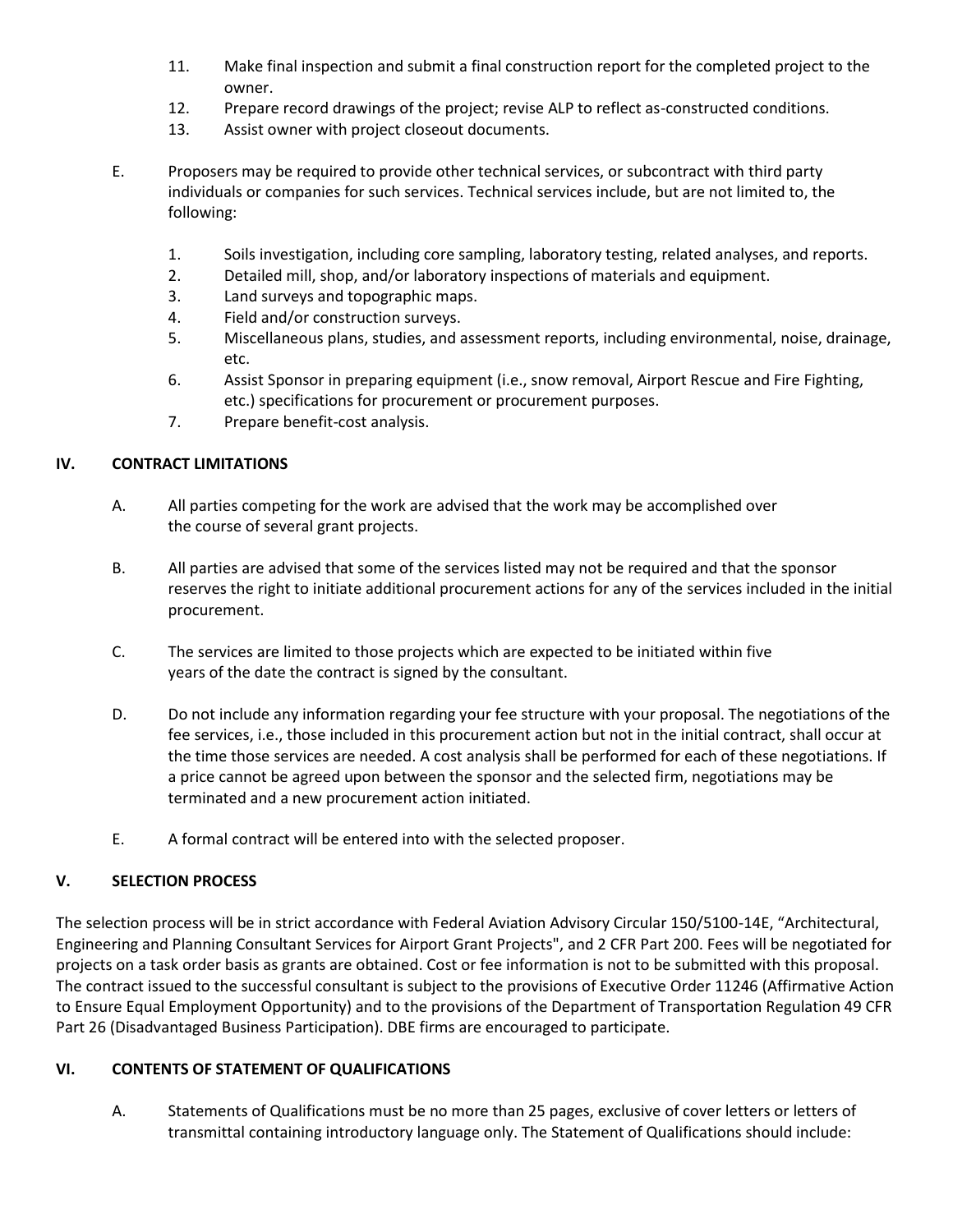11. Make final inspection and submit a final construction report for the completed project to the owner.
12. Prepare record drawings of the project; revise ALP to reflect as-constructed conditions.
13. Assist owner with project closeout documents.

E. Proposers may be required to provide other technical services, or subcontract with third party individuals or companies for such services. Technical services include, but are not limited to, the following:

1. Soils investigation, including core sampling, laboratory testing, related analyses, and reports.
2. Detailed mill, shop, and/or laboratory inspections of materials and equipment.
3. Land surveys and topographic maps.
4. Field and/or construction surveys.
5. Miscellaneous plans, studies, and assessment reports, including environmental, noise, drainage, etc.
6. Assist Sponsor in preparing equipment (i.e., snow removal, Airport Rescue and Fire Fighting, etc.) specifications for procurement or procurement purposes.
7. Prepare benefit-cost analysis.

## IV. CONTRACT LIMITATIONS

A. All parties competing for the work are advised that the work may be accomplished over the course of several grant projects.

B. All parties are advised that some of the services listed may not be required and that the sponsor reserves the right to initiate additional procurement actions for any of the services included in the initial procurement.

C. The services are limited to those projects which are expected to be initiated within five years of the date the contract is signed by the consultant.

D. Do not include any information regarding your fee structure with your proposal. The negotiations of the fee services, i.e., those included in this procurement action but not in the initial contract, shall occur at the time those services are needed. A cost analysis shall be performed for each of these negotiations. If a price cannot be agreed upon between the sponsor and the selected firm, negotiations may be terminated and a new procurement action initiated.

E. A formal contract will be entered into with the selected proposer.

## V. SELECTION PROCESS

The selection process will be in strict accordance with Federal Aviation Advisory Circular 150/5100-14E, "Architectural, Engineering and Planning Consultant Services for Airport Grant Projects", and 2 CFR Part 200. Fees will be negotiated for projects on a task order basis as grants are obtained. Cost or fee information is not to be submitted with this proposal. The contract issued to the successful consultant is subject to the provisions of Executive Order 11246 (Affirmative Action to Ensure Equal Employment Opportunity) and to the provisions of the Department of Transportation Regulation 49 CFR Part 26 (Disadvantaged Business Participation). DBE firms are encouraged to participate.

## VI. CONTENTS OF STATEMENT OF QUALIFICATIONS

A. Statements of Qualifications must be no more than 25 pages, exclusive of cover letters or letters of transmittal containing introductory language only. The Statement of Qualifications should include: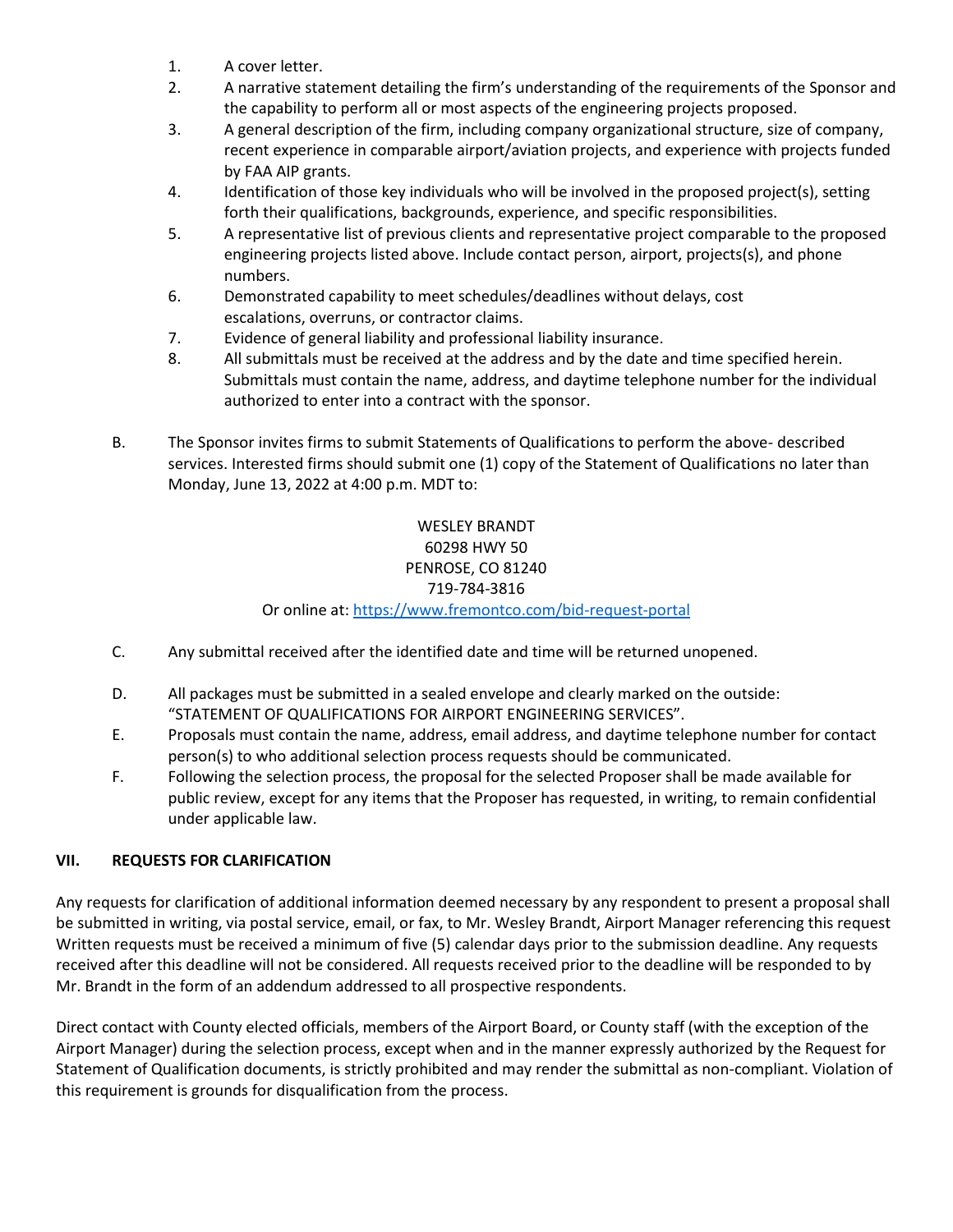1. A cover letter.
2. A narrative statement detailing the firm's understanding of the requirements of the Sponsor and the capability to perform all or most aspects of the engineering projects proposed.
3. A general description of the firm, including company organizational structure, size of company, recent experience in comparable airport/aviation projects, and experience with projects funded by FAA AIP grants.
4. Identification of those key individuals who will be involved in the proposed project(s), setting forth their qualifications, backgrounds, experience, and specific responsibilities.
5. A representative list of previous clients and representative project comparable to the proposed engineering projects listed above. Include contact person, airport, projects(s), and phone numbers.
6. Demonstrated capability to meet schedules/deadlines without delays, cost escalations, overruns, or contractor claims.
7. Evidence of general liability and professional liability insurance.
8. All submittals must be received at the address and by the date and time specified herein. Submittals must contain the name, address, and daytime telephone number for the individual authorized to enter into a contract with the sponsor.

B. The Sponsor invites firms to submit Statements of Qualifications to perform the above- described services. Interested firms should submit one (1) copy of the Statement of Qualifications no later than Monday, June 13, 2022 at 4:00 p.m. MDT to:

WESLEY BRANDT
60298 HWY 50
PENROSE, CO 81240
719-784-3816
Or online at: https://www.fremontco.com/bid-request-portal

C. Any submittal received after the identified date and time will be returned unopened.

D. All packages must be submitted in a sealed envelope and clearly marked on the outside: "STATEMENT OF QUALIFICATIONS FOR AIRPORT ENGINEERING SERVICES".

E. Proposals must contain the name, address, email address, and daytime telephone number for contact person(s) to who additional selection process requests should be communicated.

F. Following the selection process, the proposal for the selected Proposer shall be made available for public review, except for any items that the Proposer has requested, in writing, to remain confidential under applicable law.

## VII. REQUESTS FOR CLARIFICATION

Any requests for clarification of additional information deemed necessary by any respondent to present a proposal shall be submitted in writing, via postal service, email, or fax, to Mr. Wesley Brandt, Airport Manager referencing this request Written requests must be received a minimum of five (5) calendar days prior to the submission deadline. Any requests received after this deadline will not be considered. All requests received prior to the deadline will be responded to by Mr. Brandt in the form of an addendum addressed to all prospective respondents.

Direct contact with County elected officials, members of the Airport Board, or County staff (with the exception of the Airport Manager) during the selection process, except when and in the manner expressly authorized by the Request for Statement of Qualification documents, is strictly prohibited and may render the submittal as non-compliant. Violation of this requirement is grounds for disqualification from the process.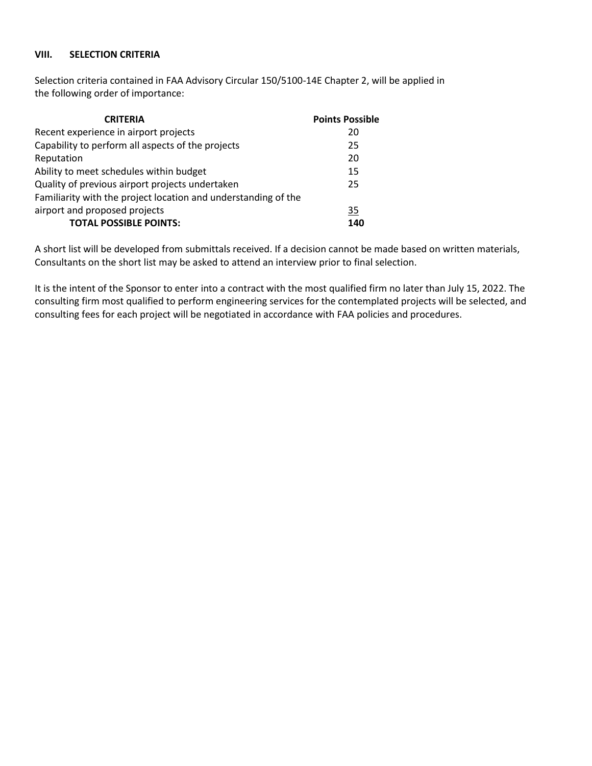## VIII. SELECTION CRITERIA

Selection criteria contained in FAA Advisory Circular 150/5100-14E Chapter 2, will be applied in the following order of importance:

| CRITERIA | Points Possible |
|---|---|
| Recent experience in airport projects | 20 |
| Capability to perform all aspects of the projects | 25 |
| Reputation | 20 |
| Ability to meet schedules within budget | 15 |
| Quality of previous airport projects undertaken | 25 |
| Familiarity with the project location and understanding of the airport and proposed projects | 35 |
| **TOTAL POSSIBLE POINTS:** | **140** |

A short list will be developed from submittals received. If a decision cannot be made based on written materials, Consultants on the short list may be asked to attend an interview prior to final selection.

It is the intent of the Sponsor to enter into a contract with the most qualified firm no later than July 15, 2022. The consulting firm most qualified to perform engineering services for the contemplated projects will be selected, and consulting fees for each project will be negotiated in accordance with FAA policies and procedures.